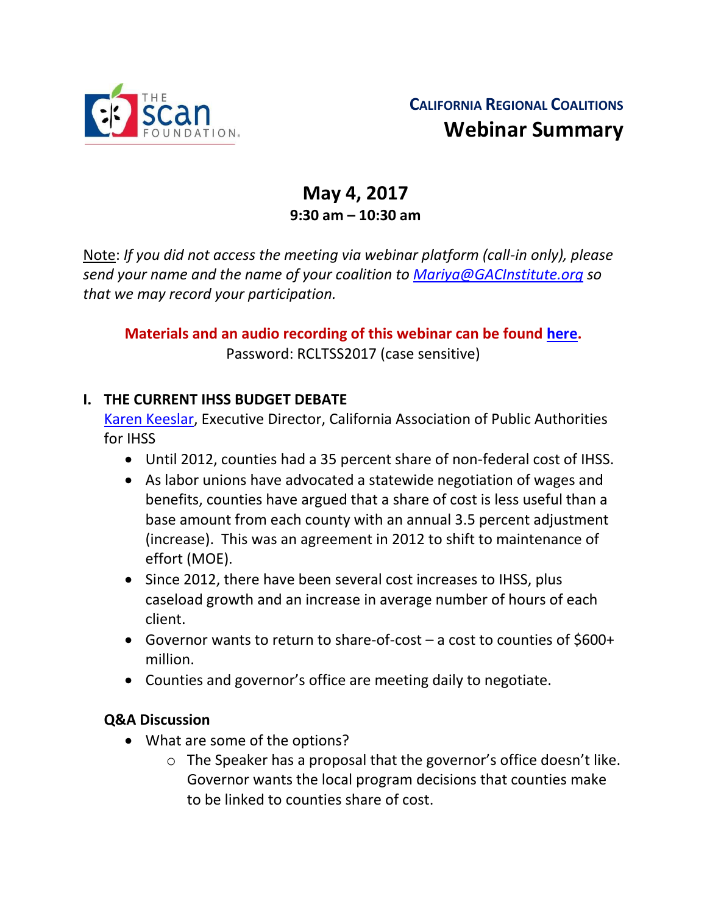**California Regional Coalitions**

# Webinar Summary

## May 4, 2017

**9:30 am – 10:30 am**

Note: *If you did not access the meeting via webinar platform (call-in only), please send your name and the name of your coalition to [Mariya@GACInstitute.org](mailto:Mariya@GACInstitute.org) so that we may record your participation.*

**Materials and an audio recording of this webinar can be found [here](#).**

Password: RCLTSS2017 (case sensitive)

## I. THE CURRENT IHSS BUDGET DEBATE

[Karen Keeslar](#), Executive Director, California Association of Public Authorities for IHSS

- Until 2012, counties had a 35 percent share of non-federal cost of IHSS.
- As labor unions have advocated a statewide negotiation of wages and benefits, counties have argued that a share of cost is less useful than a base amount from each county with an annual 3.5 percent adjustment (increase). This was an agreement in 2012 to shift to maintenance of effort (MOE).
- Since 2012, there have been several cost increases to IHSS, plus caseload growth and an increase in average number of hours of each client.
- Governor wants to return to share-of-cost – a cost to counties of $600+ million.
- Counties and governor's office are meeting daily to negotiate.

### Q&A Discussion

- What are some of the options?
  - The Speaker has a proposal that the governor's office doesn't like. Governor wants the local program decisions that counties make to be linked to counties share of cost.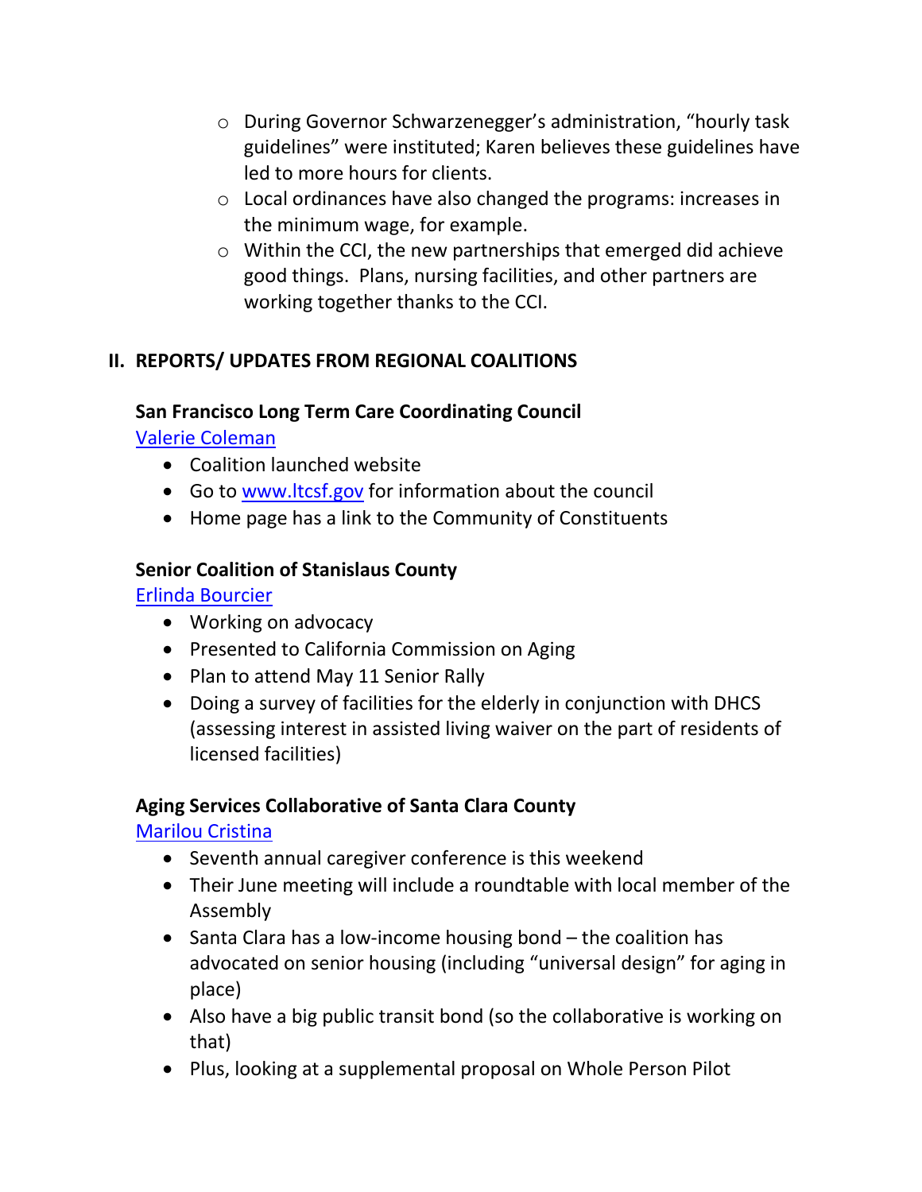- During Governor Schwarzenegger's administration, "hourly task guidelines" were instituted; Karen believes these guidelines have led to more hours for clients.
   - Local ordinances have also changed the programs: increases in the minimum wage, for example.
   - Within the CCI, the new partnerships that emerged did achieve good things. Plans, nursing facilities, and other partners are working together thanks to the CCI.

## II. REPORTS/ UPDATES FROM REGIONAL COALITIONS

### San Francisco Long Term Care Coordinating Council

Valerie Coleman

- Coalition launched website
- Go to www.ltcsf.gov for information about the council
- Home page has a link to the Community of Constituents

### Senior Coalition of Stanislaus County

Erlinda Bourcier

- Working on advocacy
- Presented to California Commission on Aging
- Plan to attend May 11 Senior Rally
- Doing a survey of facilities for the elderly in conjunction with DHCS (assessing interest in assisted living waiver on the part of residents of licensed facilities)

### Aging Services Collaborative of Santa Clara County

Marilou Cristina

- Seventh annual caregiver conference is this weekend
- Their June meeting will include a roundtable with local member of the Assembly
- Santa Clara has a low-income housing bond – the coalition has advocated on senior housing (including "universal design" for aging in place)
- Also have a big public transit bond (so the collaborative is working on that)
- Plus, looking at a supplemental proposal on Whole Person Pilot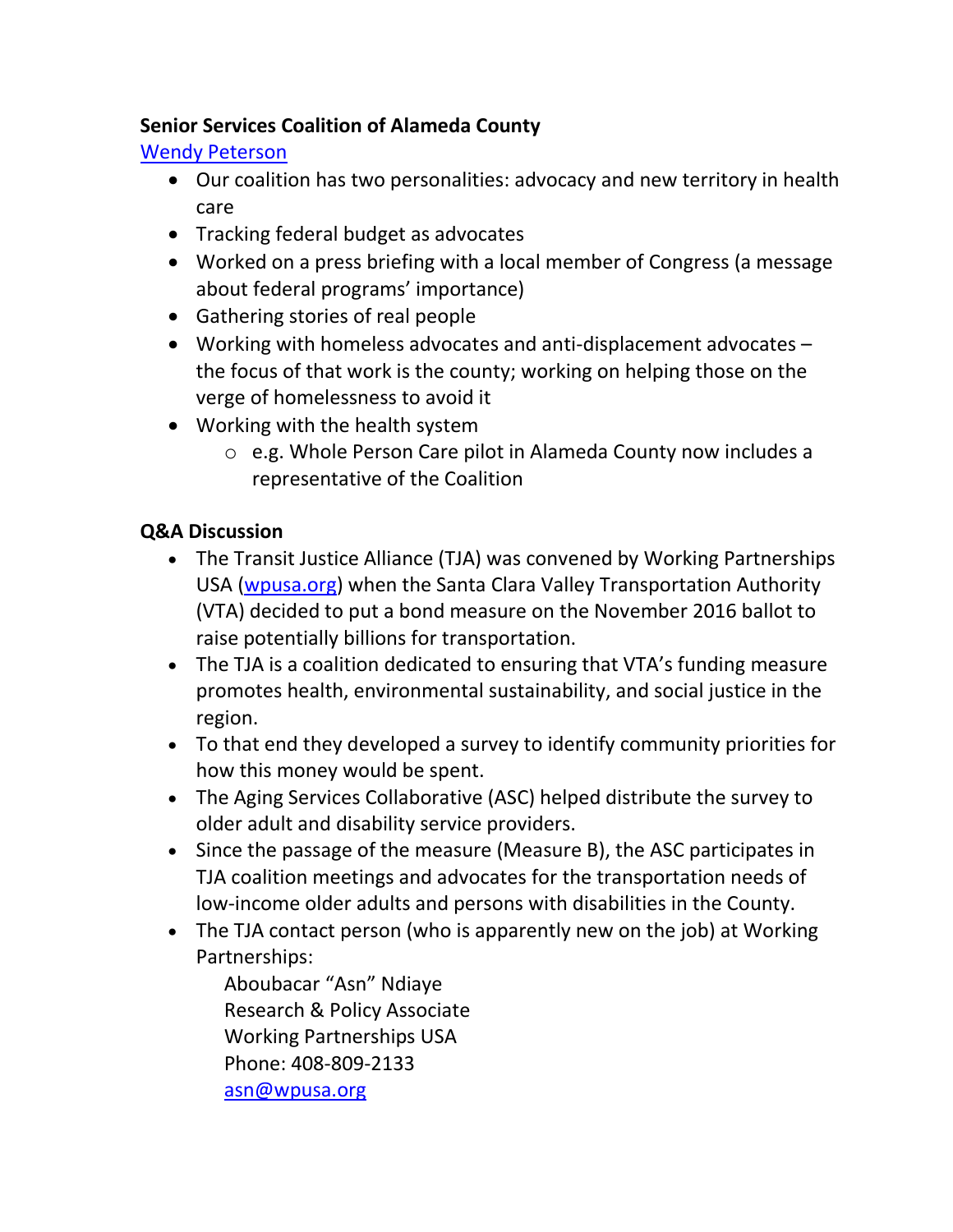**Senior Services Coalition of Alameda County**

[Wendy Peterson](Wendy Peterson)

- Our coalition has two personalities: advocacy and new territory in health care
- Tracking federal budget as advocates
- Worked on a press briefing with a local member of Congress (a message about federal programs' importance)
- Gathering stories of real people
- Working with homeless advocates and anti-displacement advocates – the focus of that work is the county; working on helping those on the verge of homelessness to avoid it
- Working with the health system
  - e.g. Whole Person Care pilot in Alameda County now includes a representative of the Coalition

**Q&A Discussion**

- The Transit Justice Alliance (TJA) was convened by Working Partnerships USA (wpusa.org) when the Santa Clara Valley Transportation Authority (VTA) decided to put a bond measure on the November 2016 ballot to raise potentially billions for transportation.
- The TJA is a coalition dedicated to ensuring that VTA's funding measure promotes health, environmental sustainability, and social justice in the region.
- To that end they developed a survey to identify community priorities for how this money would be spent.
- The Aging Services Collaborative (ASC) helped distribute the survey to older adult and disability service providers.
- Since the passage of the measure (Measure B), the ASC participates in TJA coalition meetings and advocates for the transportation needs of low-income older adults and persons with disabilities in the County.
- The TJA contact person (who is apparently new on the job) at Working Partnerships:

  Aboubacar "Asn" Ndiaye
  Research & Policy Associate
  Working Partnerships USA
  Phone: 408-809-2133
  asn@wpusa.org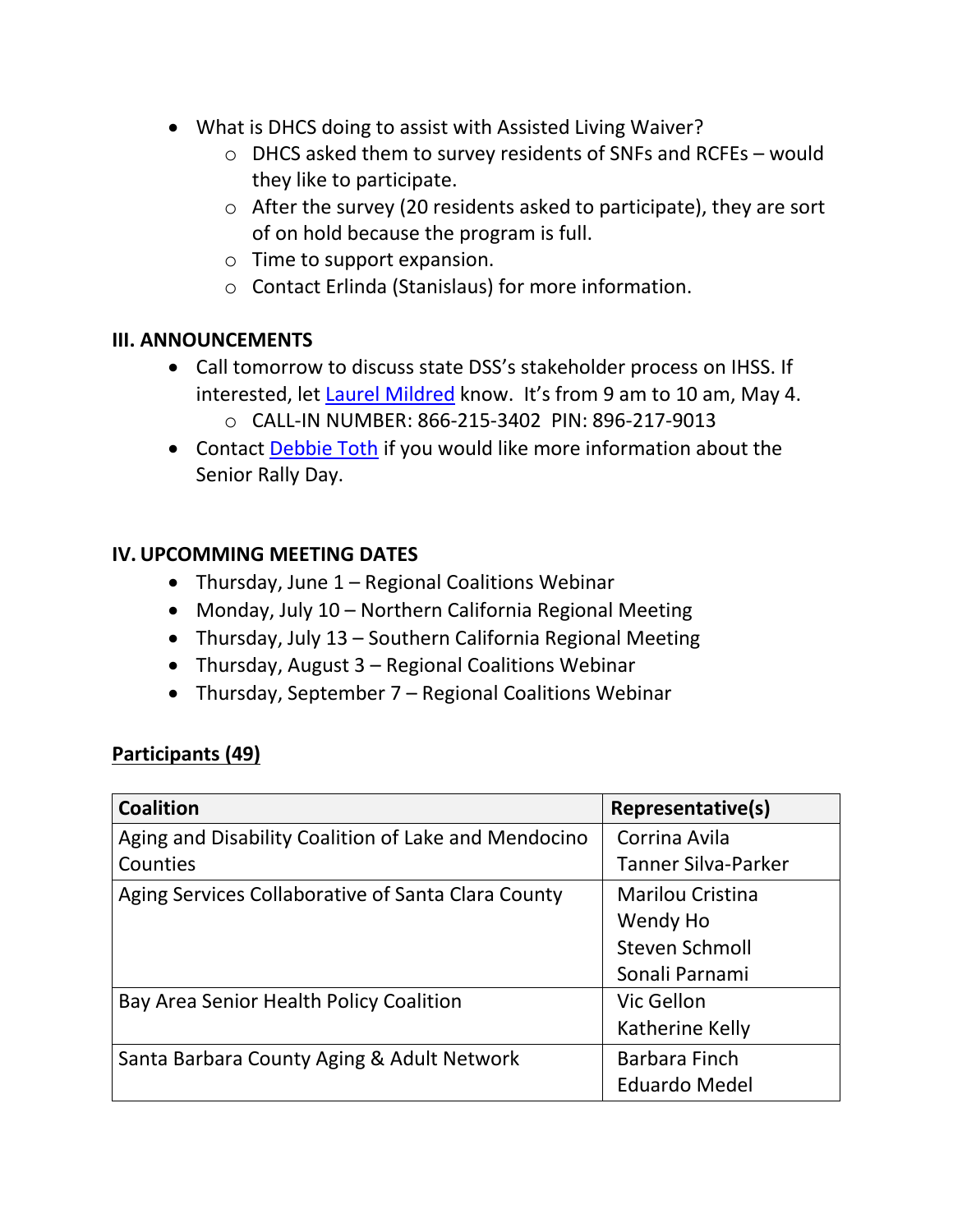- What is DHCS doing to assist with Assisted Living Waiver?
  - DHCS asked them to survey residents of SNFs and RCFEs – would they like to participate.
  - After the survey (20 residents asked to participate), they are sort of on hold because the program is full.
  - Time to support expansion.
  - Contact Erlinda (Stanislaus) for more information.

## III. ANNOUNCEMENTS

- Call tomorrow to discuss state DSS's stakeholder process on IHSS. If interested, let Laurel Mildred know. It's from 9 am to 10 am, May 4.
  - CALL-IN NUMBER: 866-215-3402 PIN: 896-217-9013
- Contact Debbie Toth if you would like more information about the Senior Rally Day.

## IV. UPCOMMING MEETING DATES

- Thursday, June 1 – Regional Coalitions Webinar
- Monday, July 10 – Northern California Regional Meeting
- Thursday, July 13 – Southern California Regional Meeting
- Thursday, August 3 – Regional Coalitions Webinar
- Thursday, September 7 – Regional Coalitions Webinar

**Participants (49)**

| Coalition | Representative(s) |
|---|---|
| Aging and Disability Coalition of Lake and Mendocino Counties | Corrina Avila<br>Tanner Silva-Parker |
| Aging Services Collaborative of Santa Clara County | Marilou Cristina<br>Wendy Ho<br>Steven Schmoll<br>Sonali Parnami |
| Bay Area Senior Health Policy Coalition | Vic Gellon<br>Katherine Kelly |
| Santa Barbara County Aging & Adult Network | Barbara Finch<br>Eduardo Medel |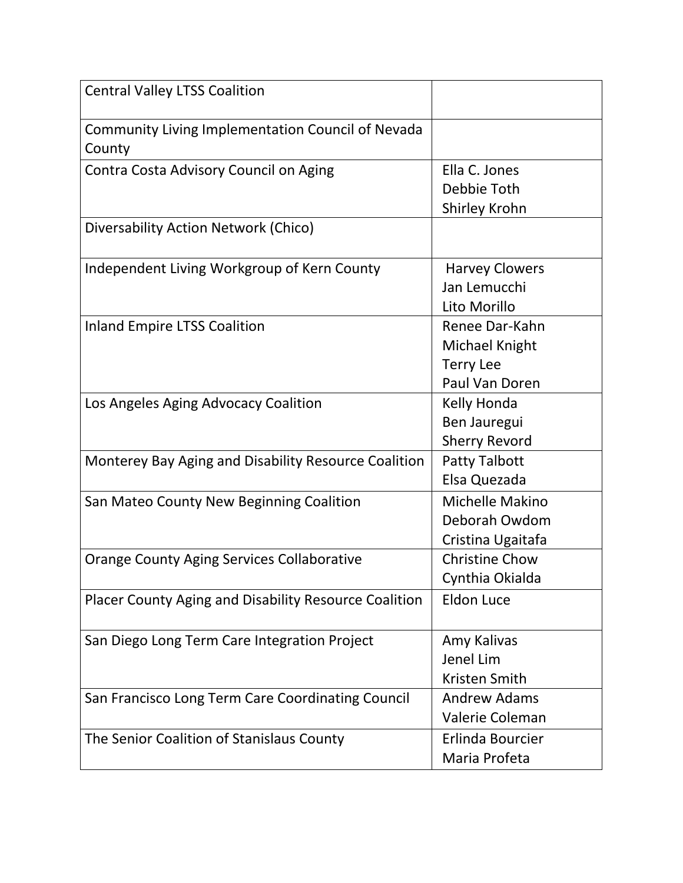| Central Valley LTSS Coalition | |
|---|---|
| Community Living Implementation Council of Nevada County | |
| Contra Costa Advisory Council on Aging | Ella C. Jones<br>Debbie Toth<br>Shirley Krohn |
| Diversability Action Network (Chico) | |
| Independent Living Workgroup of Kern County | Harvey Clowers<br>Jan Lemucchi<br>Lito Morillo |
| Inland Empire LTSS Coalition | Renee Dar-Kahn<br>Michael Knight<br>Terry Lee<br>Paul Van Doren |
| Los Angeles Aging Advocacy Coalition | Kelly Honda<br>Ben Jauregui<br>Sherry Revord |
| Monterey Bay Aging and Disability Resource Coalition | Patty Talbott<br>Elsa Quezada |
| San Mateo County New Beginning Coalition | Michelle Makino<br>Deborah Owdom<br>Cristina Ugaitafa |
| Orange County Aging Services Collaborative | Christine Chow<br>Cynthia Okialda |
| Placer County Aging and Disability Resource Coalition | Eldon Luce |
| San Diego Long Term Care Integration Project | Amy Kalivas<br>Jenel Lim<br>Kristen Smith |
| San Francisco Long Term Care Coordinating Council | Andrew Adams<br>Valerie Coleman |
| The Senior Coalition of Stanislaus County | Erlinda Bourcier<br>Maria Profeta |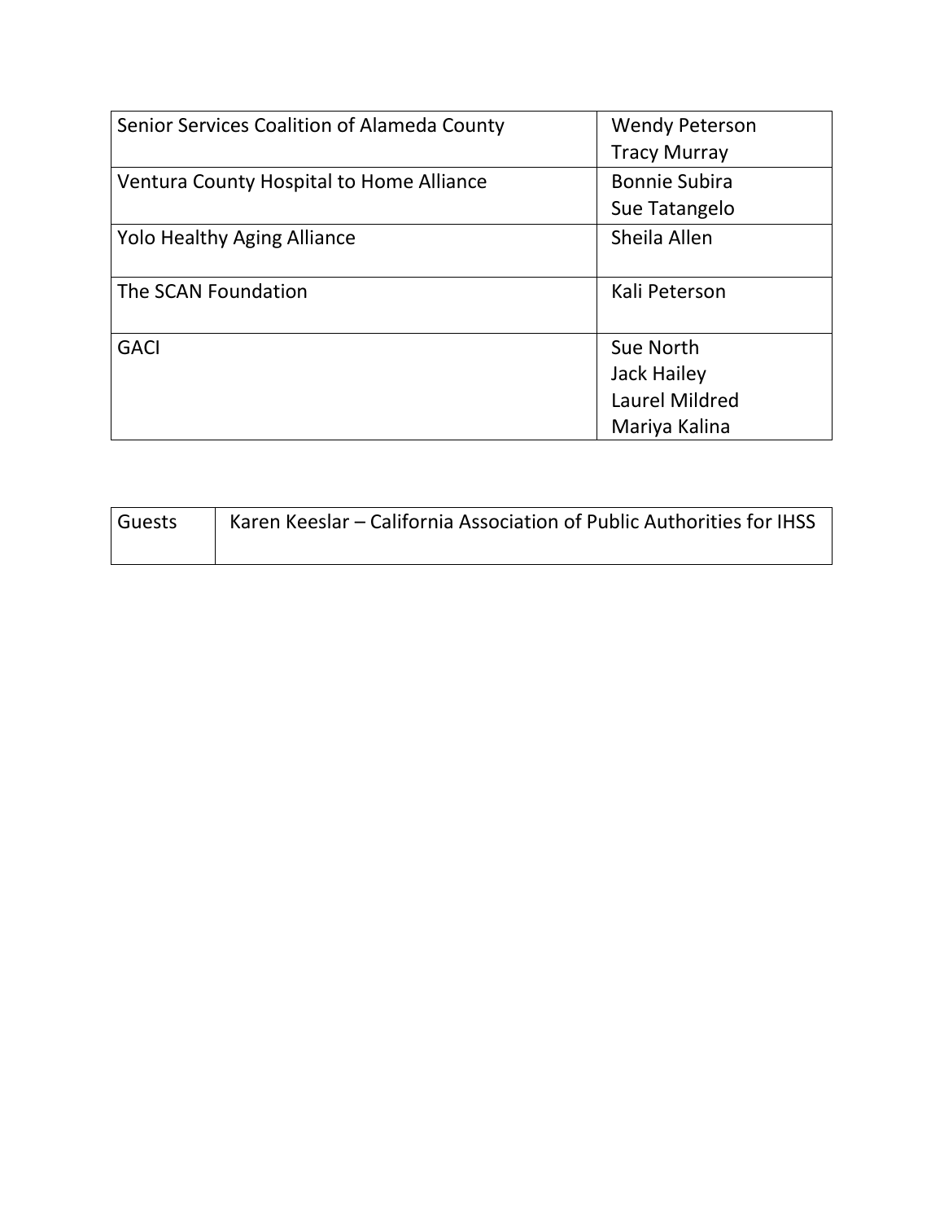| | |
|---|---|
| Senior Services Coalition of Alameda County | Wendy Peterson<br>Tracy Murray |
| Ventura County Hospital to Home Alliance | Bonnie Subira<br>Sue Tatangelo |
| Yolo Healthy Aging Alliance | Sheila Allen |
| The SCAN Foundation | Kali Peterson |
| GACI | Sue North<br>Jack Hailey<br>Laurel Mildred<br>Mariya Kalina |

| | |
|---|---|
| Guests | Karen Keeslar – California Association of Public Authorities for IHSS |